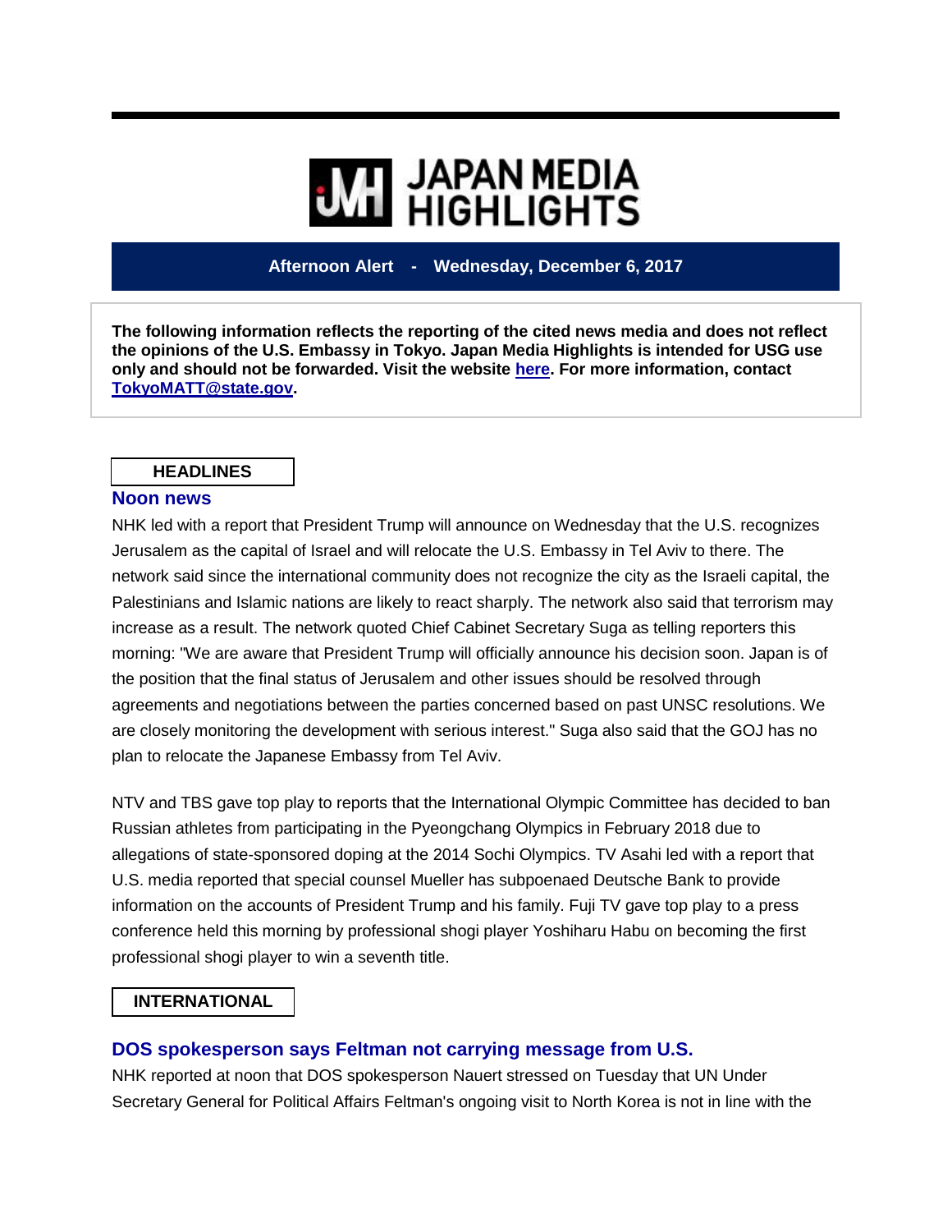# JAPAN MEDIA HIGHLIGHTS

**Afternoon Alert - Wednesday, December 6, 2017**

**The following information reflects the reporting of the cited news media and does not reflect the opinions of the U.S. Embassy in Tokyo. Japan Media Highlights is intended for USG use only and should not be forwarded. Visit the website here. For more information, contact TokyoMATT@state.gov.**

## HEADLINES

### Noon news

NHK led with a report that President Trump will announce on Wednesday that the U.S. recognizes Jerusalem as the capital of Israel and will relocate the U.S. Embassy in Tel Aviv to there. The network said since the international community does not recognize the city as the Israeli capital, the Palestinians and Islamic nations are likely to react sharply. The network also said that terrorism may increase as a result. The network quoted Chief Cabinet Secretary Suga as telling reporters this morning: "We are aware that President Trump will officially announce his decision soon. Japan is of the position that the final status of Jerusalem and other issues should be resolved through agreements and negotiations between the parties concerned based on past UNSC resolutions. We are closely monitoring the development with serious interest." Suga also said that the GOJ has no plan to relocate the Japanese Embassy from Tel Aviv.

NTV and TBS gave top play to reports that the International Olympic Committee has decided to ban Russian athletes from participating in the Pyeongchang Olympics in February 2018 due to allegations of state-sponsored doping at the 2014 Sochi Olympics. TV Asahi led with a report that U.S. media reported that special counsel Mueller has subpoenaed Deutsche Bank to provide information on the accounts of President Trump and his family. Fuji TV gave top play to a press conference held this morning by professional shogi player Yoshiharu Habu on becoming the first professional shogi player to win a seventh title.

## INTERNATIONAL

### DOS spokesperson says Feltman not carrying message from U.S.

NHK reported at noon that DOS spokesperson Nauert stressed on Tuesday that UN Under Secretary General for Political Affairs Feltman's ongoing visit to North Korea is not in line with the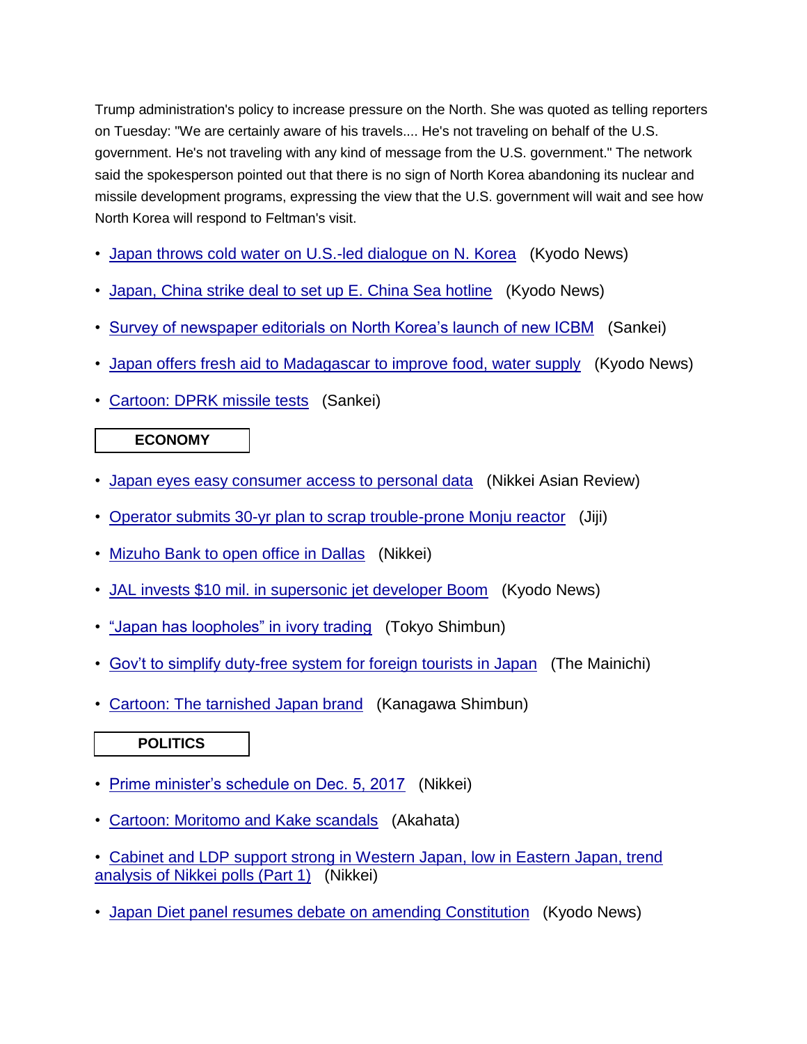Trump administration's policy to increase pressure on the North. She was quoted as telling reporters on Tuesday: "We are certainly aware of his travels.... He's not traveling on behalf of the U.S. government. He's not traveling with any kind of message from the U.S. government." The network said the spokesperson pointed out that there is no sign of North Korea abandoning its nuclear and missile development programs, expressing the view that the U.S. government will wait and see how North Korea will respond to Feltman's visit.

- Japan throws cold water on U.S.-led dialogue on N. Korea (Kyodo News)
- Japan, China strike deal to set up E. China Sea hotline (Kyodo News)
- Survey of newspaper editorials on North Korea's launch of new ICBM (Sankei)
- Japan offers fresh aid to Madagascar to improve food, water supply (Kyodo News)
- Cartoon: DPRK missile tests (Sankei)

## ECONOMY

- Japan eyes easy consumer access to personal data (Nikkei Asian Review)
- Operator submits 30-yr plan to scrap trouble-prone Monju reactor (Jiji)
- Mizuho Bank to open office in Dallas (Nikkei)
- JAL invests $10 mil. in supersonic jet developer Boom (Kyodo News)
- "Japan has loopholes" in ivory trading (Tokyo Shimbun)
- Gov't to simplify duty-free system for foreign tourists in Japan (The Mainichi)
- Cartoon: The tarnished Japan brand (Kanagawa Shimbun)

## POLITICS

- Prime minister's schedule on Dec. 5, 2017 (Nikkei)
- Cartoon: Moritomo and Kake scandals (Akahata)
- Cabinet and LDP support strong in Western Japan, low in Eastern Japan, trend analysis of Nikkei polls (Part 1) (Nikkei)
- Japan Diet panel resumes debate on amending Constitution (Kyodo News)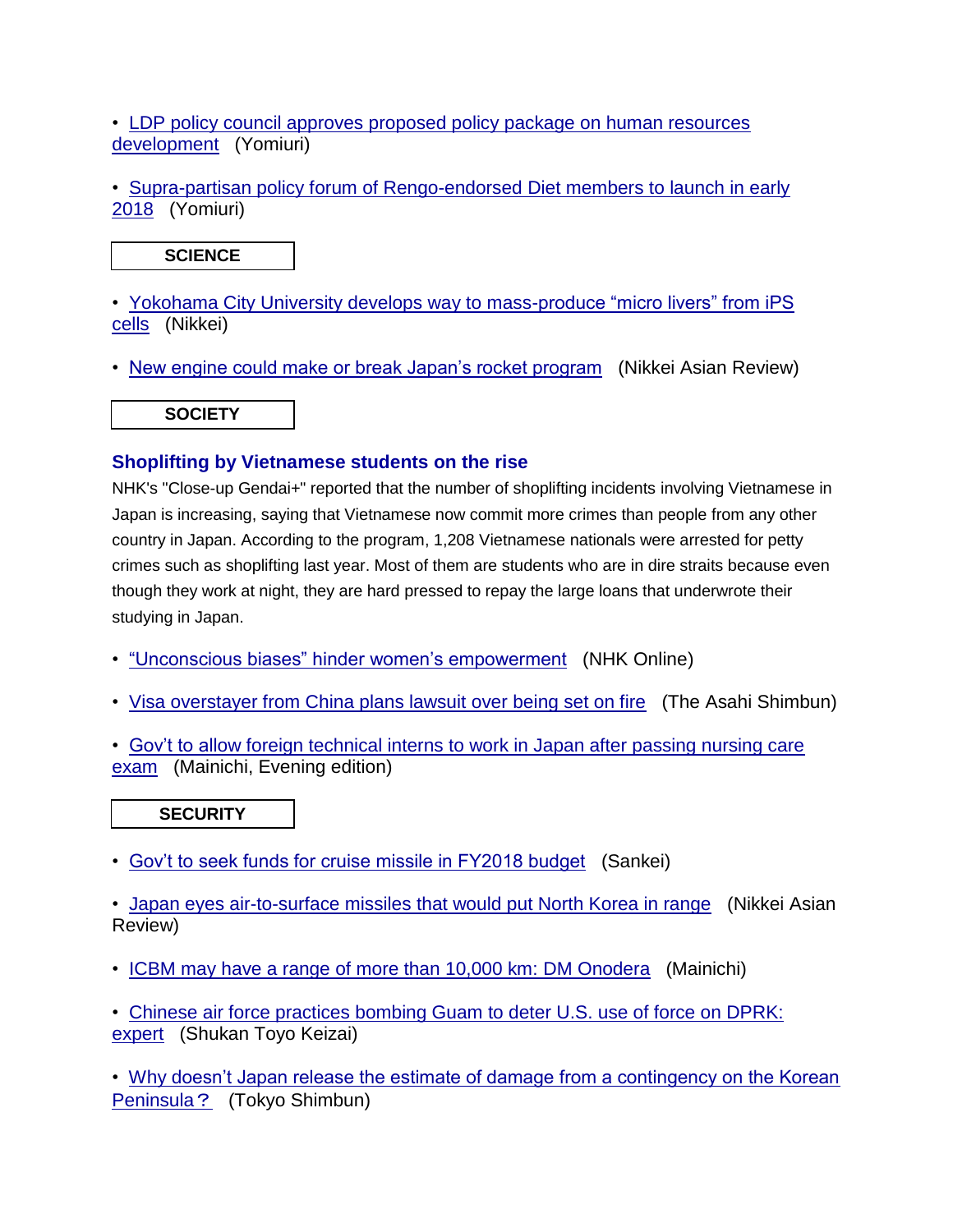- LDP policy council approves proposed policy package on human resources development (Yomiuri)

- Supra-partisan policy forum of Rengo-endorsed Diet members to launch in early 2018 (Yomiuri)

## SCIENCE

- Yokohama City University develops way to mass-produce “micro livers” from iPS cells (Nikkei)

- New engine could make or break Japan’s rocket program (Nikkei Asian Review)

## SOCIETY

### Shoplifting by Vietnamese students on the rise

NHK's "Close-up Gendai+" reported that the number of shoplifting incidents involving Vietnamese in Japan is increasing, saying that Vietnamese now commit more crimes than people from any other country in Japan. According to the program, 1,208 Vietnamese nationals were arrested for petty crimes such as shoplifting last year. Most of them are students who are in dire straits because even though they work at night, they are hard pressed to repay the large loans that underwrote their studying in Japan.

- “Unconscious biases” hinder women’s empowerment (NHK Online)

- Visa overstayer from China plans lawsuit over being set on fire (The Asahi Shimbun)

- Gov’t to allow foreign technical interns to work in Japan after passing nursing care exam (Mainichi, Evening edition)

## SECURITY

- Gov’t to seek funds for cruise missile in FY2018 budget (Sankei)

- Japan eyes air-to-surface missiles that would put North Korea in range (Nikkei Asian Review)

- ICBM may have a range of more than 10,000 km: DM Onodera (Mainichi)

- Chinese air force practices bombing Guam to deter U.S. use of force on DPRK: expert (Shukan Toyo Keizai)

- Why doesn’t Japan release the estimate of damage from a contingency on the Korean Peninsula？ (Tokyo Shimbun)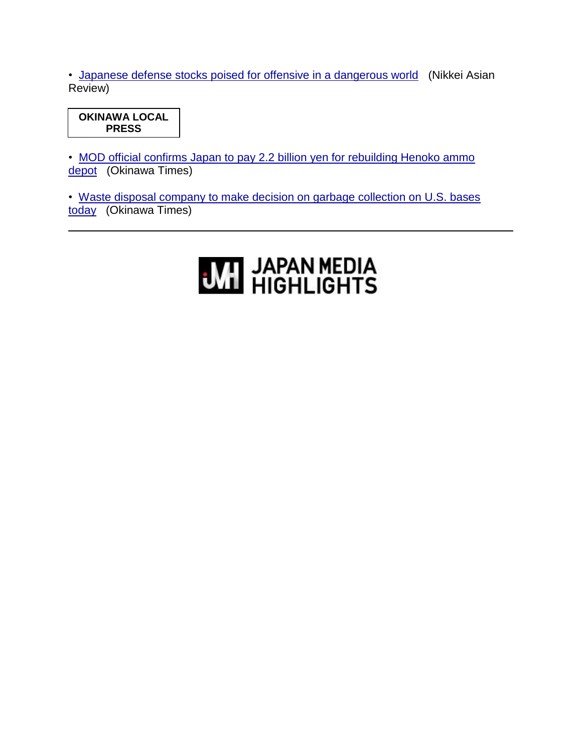• Japanese defense stocks poised for offensive in a dangerous world (Nikkei Asian Review)

**OKINAWA LOCAL PRESS**

• MOD official confirms Japan to pay 2.2 billion yen for rebuilding Henoko ammo depot (Okinawa Times)

• Waste disposal company to make decision on garbage collection on U.S. bases today (Okinawa Times)

---

JAPAN MEDIA HIGHLIGHTS